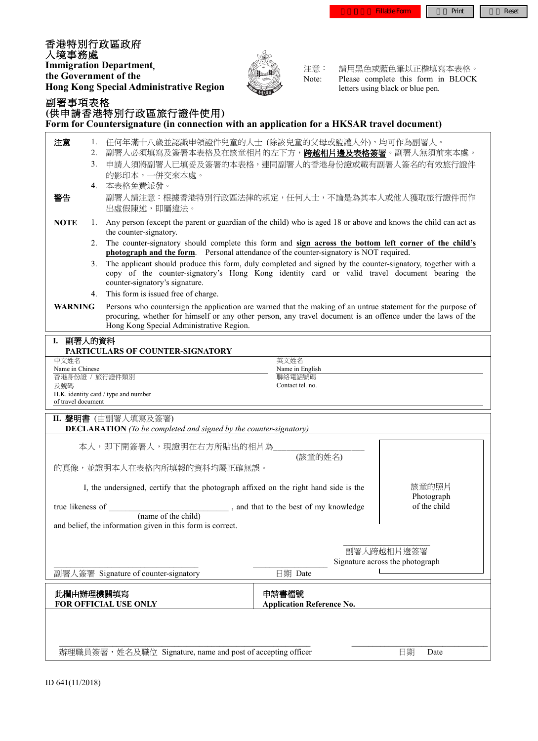香港特別行政區政府
入境事務處
**Immigration Department,**
**the Government of the**
**Hong Kong Special Administrative Region**

注意： 請用黑色或藍色筆以正楷填寫本表格。
Note: Please complete this form in BLOCK letters using black or blue pen.

# 副署事項表格
# (供申請香港特別行政區旅行證件使用)
# Form for Countersignature (in connection with an application for a HKSAR travel document)

**注意**

1. 任何年滿十八歲並認識申領證件兒童的人士 (除該兒童的父母或監護人外)，均可作為副署人。
2. 副署人必須填寫及簽署本表格及在該童相片的左下方，**跨越相片邊及表格簽署**。副署人無須前來本處。
3. 申請人須將副署人已填妥及簽署的本表格，連同副署人的香港身份證或載有副署人簽名的有效旅行證件的影印本，一併交來本處。
4. 本表格免費派發。

**警告** 副署人請注意：根據香港特別行政區法律的規定，任何人士，不論是為其本人或他人獲取旅行證件而作出虛假陳述，即屬違法。

**NOTE**

1. Any person (except the parent or guardian of the child) who is aged 18 or above and knows the child can act as the counter-signatory.
2. The counter-signatory should complete this form and **sign across the bottom left corner of the child's photograph and the form**. Personal attendance of the counter-signatory is NOT required.
3. The applicant should produce this form, duly completed and signed by the counter-signatory, together with a copy of the counter-signatory's Hong Kong identity card or valid travel document bearing the counter-signatory's signature.
4. This form is issued free of charge.

**WARNING** Persons who countersign the application are warned that the making of an untrue statement for the purpose of procuring, whether for himself or any other person, any travel document is an offence under the laws of the Hong Kong Special Administrative Region.

## I. 副署人的資料 PARTICULARS OF COUNTER-SIGNATORY

中文姓名 Name in Chinese ____________________ 英文姓名 Name in English ____________________

香港身份證 / 旅行證件類別及號碼 H.K. identity card / type and number of travel document ____________________ 聯絡電話號碼 Contact tel. no. ____________________

## II. 聲明書 (由副署人填寫及簽署) DECLARATION *(To be completed and signed by the counter-signatory)*

本人，即下開簽署人，現證明在右方所貼出的相片為____________________(該童的姓名)的真像，並證明本人在表格內所填報的資料均屬正確無誤。

I, the undersigned, certify that the photograph affixed on the right hand side is the true likeness of ____________________ (name of the child), and that to the best of my knowledge and belief, the information given in this form is correct.

該童的照片
Photograph of the child

____________________
副署人跨越相片邊簽署
Signature across the photograph

____________________ ____________________
副署人簽署 Signature of counter-signatory 日期 Date

**此欄由辦理機關填寫 FOR OFFICIAL USE ONLY**

**申請書檔號 Application Reference No.**

____________________ ____________________
辦理職員簽署，姓名及職位 Signature, name and post of accepting officer 日期 Date

ID 641(11/2018)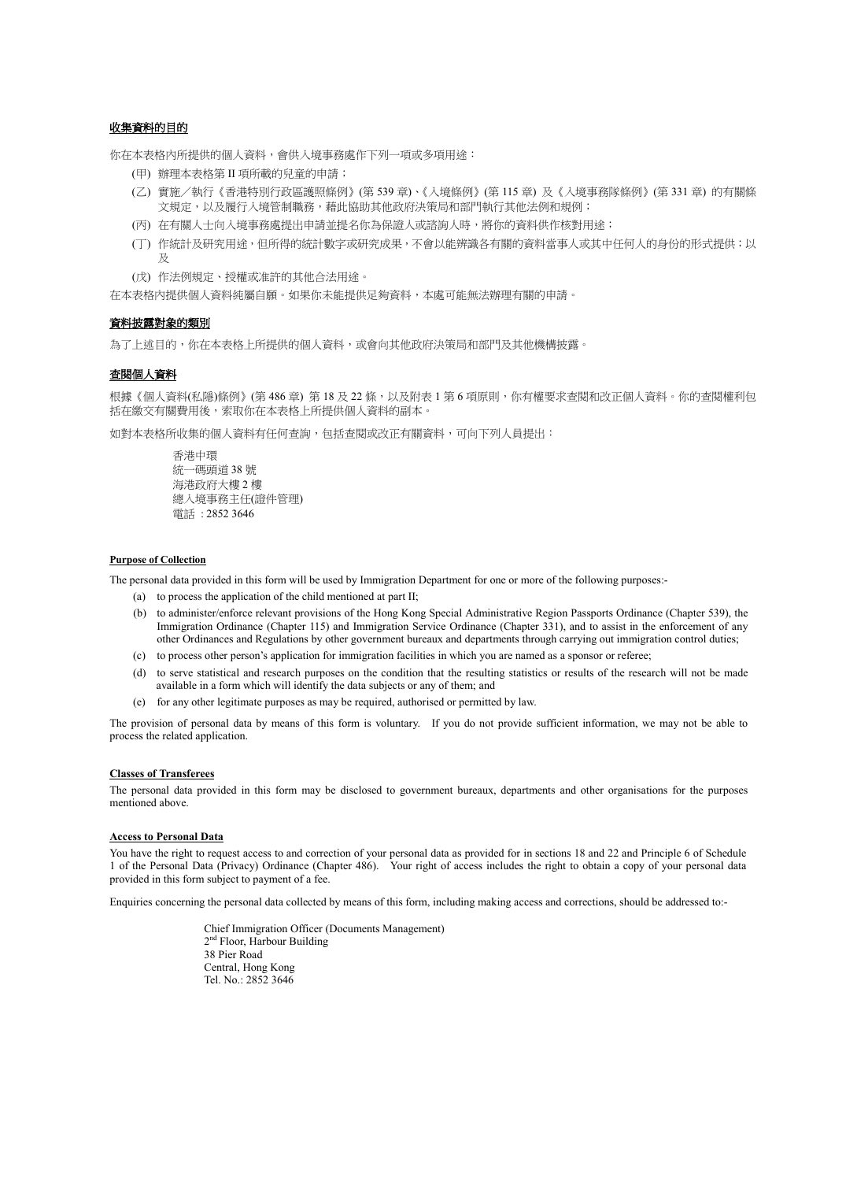## 收集資料的目的

你在本表格內所提供的個人資料，會供入境事務處作下列一項或多項用途：

(甲) 辦理本表格第 II 項所載的兒童的申請；

(乙) 實施／執行《香港特別行政區護照條例》(第 539 章)、《入境條例》(第 115 章) 及《入境事務隊條例》(第 331 章) 的有關條文規定，以及履行入境管制職務，藉此協助其他政府決策局和部門執行其他法例和規例；

(丙) 在有關人士向入境事務處提出申請並提名你為保證人或諮詢人時，將你的資料供作核對用途；

(丁) 作統計及研究用途，但所得的統計數字或研究成果，不會以能辨識各有關的資料當事人或其中任何人的身份的形式提供；以及

(戊) 作法例規定、授權或准許的其他合法用途。

在本表格內提供個人資料純屬自願。如果你未能提供足夠資料，本處可能無法辦理有關的申請。

## 資料披露對象的類別

為了上述目的，你在本表格上所提供的個人資料，或會向其他政府決策局和部門及其他機構披露。

## 查閱個人資料

根據《個人資料(私隱)條例》(第 486 章) 第 18 及 22 條，以及附表 1 第 6 項原則，你有權要求查閱和改正個人資料。你的查閱權利包括在繳交有關費用後，索取你在本表格上所提供個人資料的副本。

如對本表格所收集的個人資料有任何查詢，包括查閱或改正有關資料，可向下列人員提出：

香港中環
統一碼頭道 38 號
海港政府大樓 2 樓
總入境事務主任(證件管理)
電話 : 2852 3646

## Purpose of Collection

The personal data provided in this form will be used by Immigration Department for one or more of the following purposes:-

(a) to process the application of the child mentioned at part II;

(b) to administer/enforce relevant provisions of the Hong Kong Special Administrative Region Passports Ordinance (Chapter 539), the Immigration Ordinance (Chapter 115) and Immigration Service Ordinance (Chapter 331), and to assist in the enforcement of any other Ordinances and Regulations by other government bureaux and departments through carrying out immigration control duties;

(c) to process other person's application for immigration facilities in which you are named as a sponsor or referee;

(d) to serve statistical and research purposes on the condition that the resulting statistics or results of the research will not be made available in a form which will identify the data subjects or any of them; and

(e) for any other legitimate purposes as may be required, authorised or permitted by law.

The provision of personal data by means of this form is voluntary. If you do not provide sufficient information, we may not be able to process the related application.

## Classes of Transferees

The personal data provided in this form may be disclosed to government bureaux, departments and other organisations for the purposes mentioned above.

## Access to Personal Data

You have the right to request access to and correction of your personal data as provided for in sections 18 and 22 and Principle 6 of Schedule 1 of the Personal Data (Privacy) Ordinance (Chapter 486). Your right of access includes the right to obtain a copy of your personal data provided in this form subject to payment of a fee.

Enquiries concerning the personal data collected by means of this form, including making access and corrections, should be addressed to:-

Chief Immigration Officer (Documents Management)
2nd Floor, Harbour Building
38 Pier Road
Central, Hong Kong
Tel. No.: 2852 3646